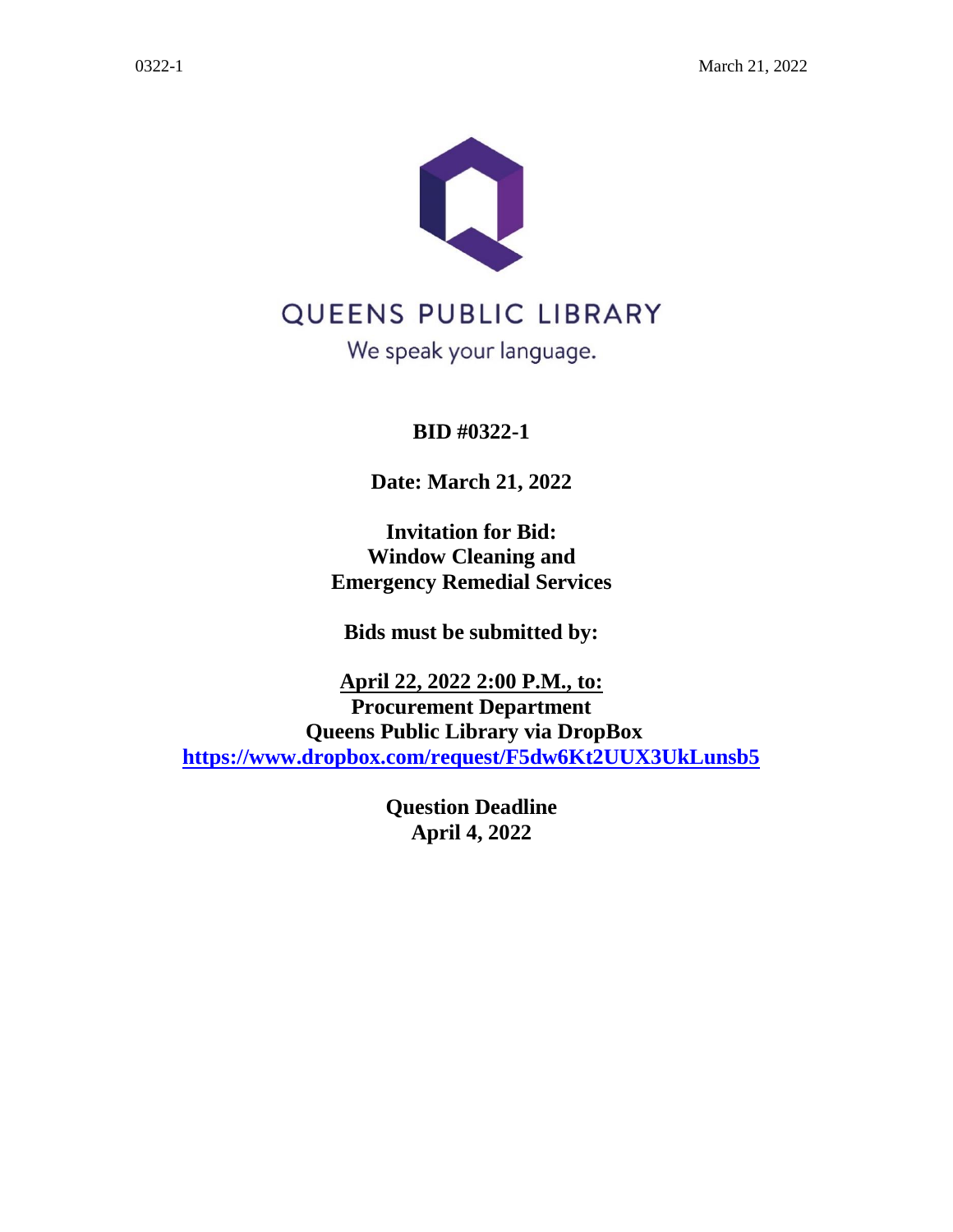QUEENS PUBLIC LIBRARY

We speak your language.

**BID #0322-1**

**Date: March 21, 2022**

**Invitation for Bid:**
**Window Cleaning and**
**Emergency Remedial Services**

**Bids must be submitted by:**

**April 22, 2022 2:00 P.M., to:**
**Procurement Department**
**Queens Public Library via DropBox**
**https://www.dropbox.com/request/F5dw6Kt2UUX3UkLunsb5**

**Question Deadline**
**April 4, 2022**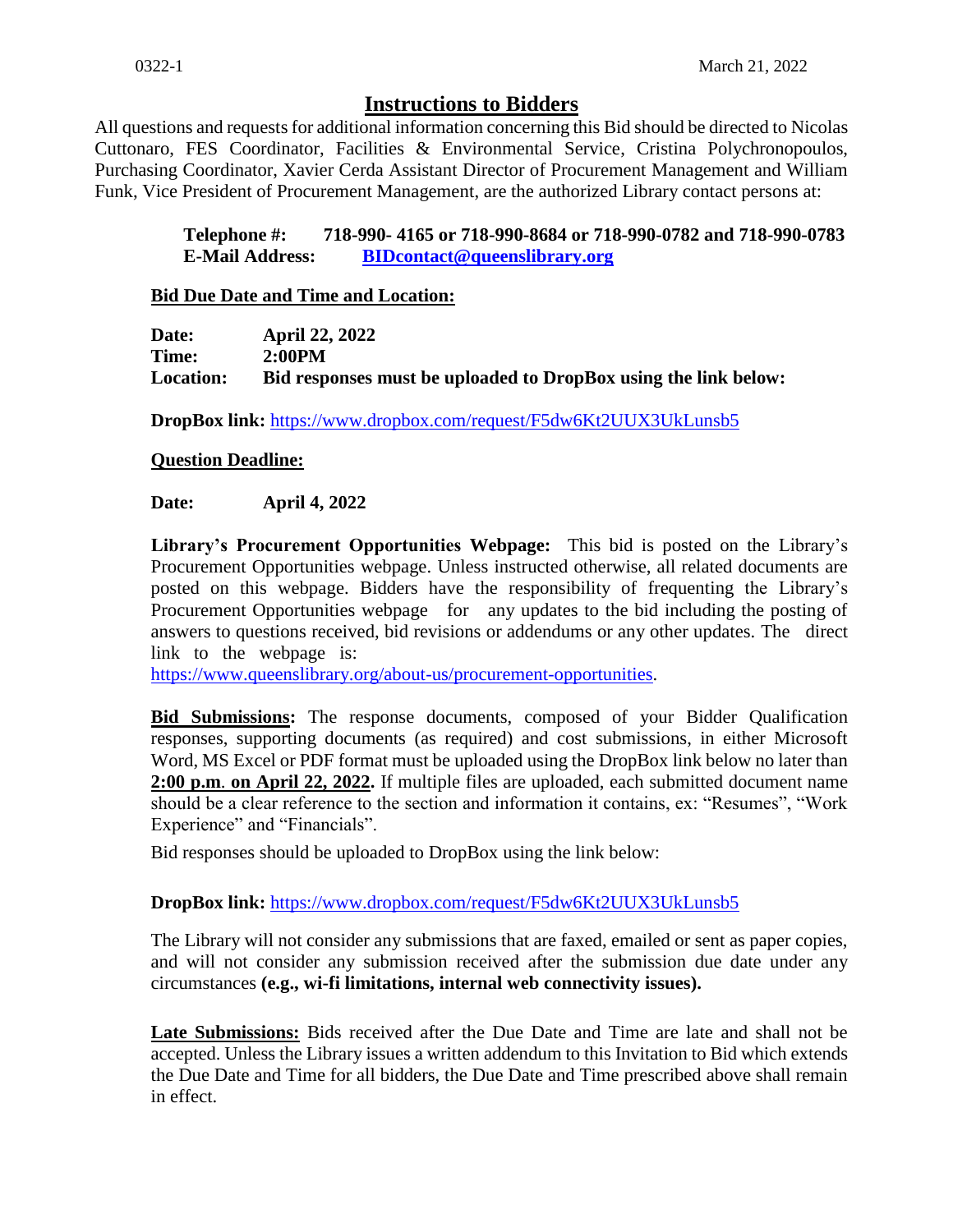## Instructions to Bidders

All questions and requests for additional information concerning this Bid should be directed to Nicolas Cuttonaro, FES Coordinator, Facilities & Environmental Service, Cristina Polychronopoulos, Purchasing Coordinator, Xavier Cerda Assistant Director of Procurement Management and William Funk, Vice President of Procurement Management, are the authorized Library contact persons at:

**Telephone #:** **718-990- 4165 or 718-990-8684 or 718-990-0782 and 718-990-0783**
**E-Mail Address:** **BIDcontact@queenslibrary.org**

**Bid Due Date and Time and Location:**

**Date:** **April 22, 2022**
**Time:** **2:00PM**
**Location:** **Bid responses must be uploaded to DropBox using the link below:**

**DropBox link:** https://www.dropbox.com/request/F5dw6Kt2UUX3UkLunsb5

**Question Deadline:**

**Date:** **April 4, 2022**

**Library's Procurement Opportunities Webpage:** This bid is posted on the Library's Procurement Opportunities webpage. Unless instructed otherwise, all related documents are posted on this webpage. Bidders have the responsibility of frequenting the Library's Procurement Opportunities webpage for any updates to the bid including the posting of answers to questions received, bid revisions or addendums or any other updates. The direct link to the webpage is: https://www.queenslibrary.org/about-us/procurement-opportunities.

**Bid Submissions:** The response documents, composed of your Bidder Qualification responses, supporting documents (as required) and cost submissions, in either Microsoft Word, MS Excel or PDF format must be uploaded using the DropBox link below no later than **2:00 p.m. on April 22, 2022.** If multiple files are uploaded, each submitted document name should be a clear reference to the section and information it contains, ex: "Resumes", "Work Experience" and "Financials".

Bid responses should be uploaded to DropBox using the link below:

**DropBox link:** https://www.dropbox.com/request/F5dw6Kt2UUX3UkLunsb5

The Library will not consider any submissions that are faxed, emailed or sent as paper copies, and will not consider any submission received after the submission due date under any circumstances **(e.g., wi-fi limitations, internal web connectivity issues).**

**Late Submissions:** Bids received after the Due Date and Time are late and shall not be accepted. Unless the Library issues a written addendum to this Invitation to Bid which extends the Due Date and Time for all bidders, the Due Date and Time prescribed above shall remain in effect.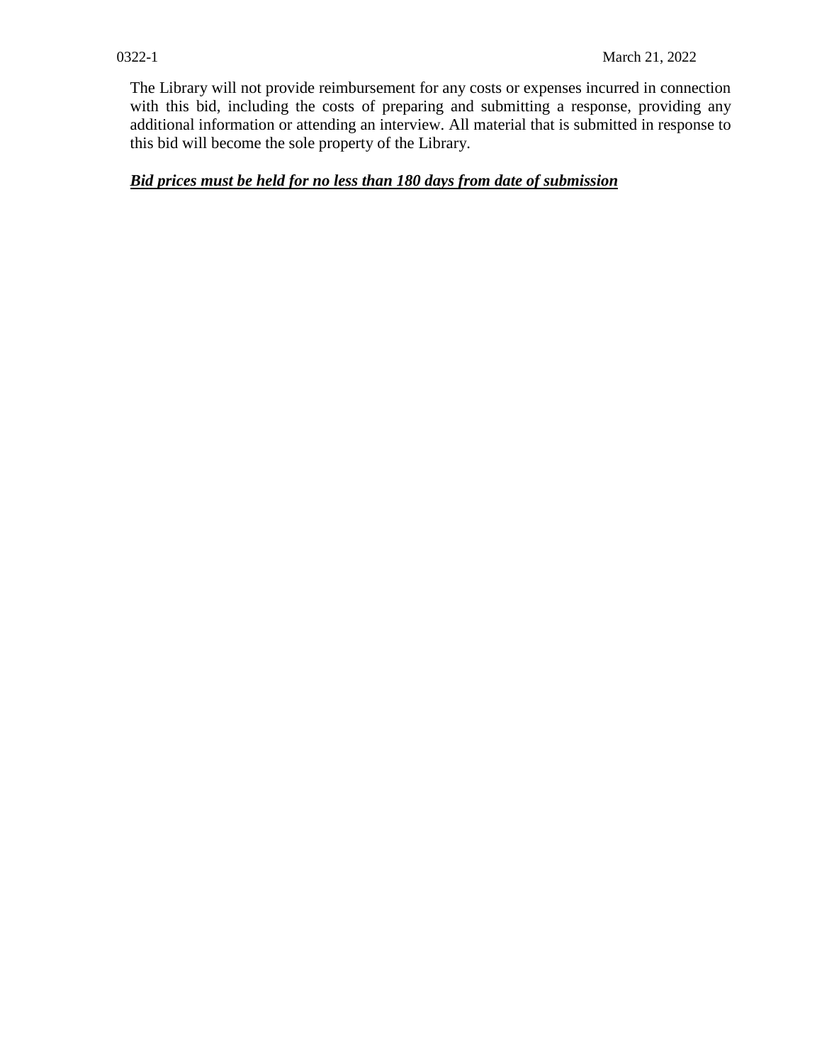The Library will not provide reimbursement for any costs or expenses incurred in connection with this bid, including the costs of preparing and submitting a response, providing any additional information or attending an interview. All material that is submitted in response to this bid will become the sole property of the Library.

***<u>Bid prices must be held for no less than 180 days from date of submission</u>***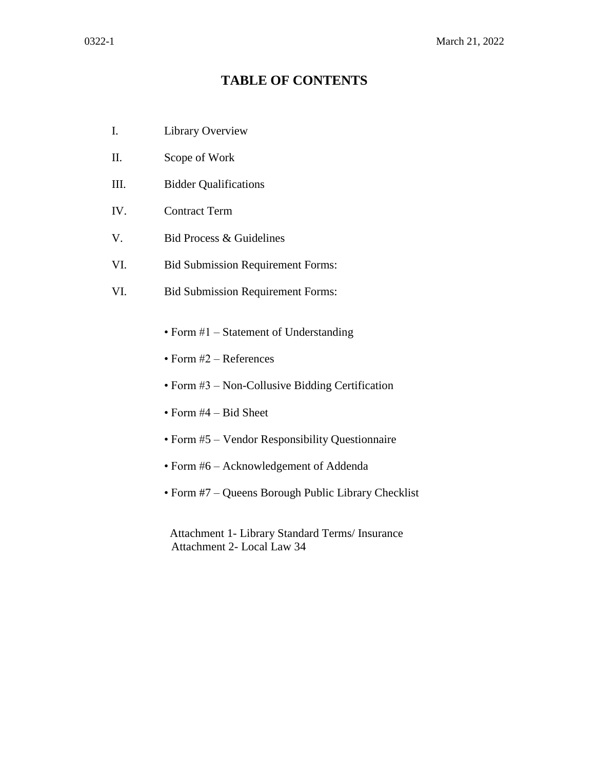# TABLE OF CONTENTS

I. Library Overview

II. Scope of Work

III. Bidder Qualifications

IV. Contract Term

V. Bid Process & Guidelines

VI. Bid Submission Requirement Forms:

VI. Bid Submission Requirement Forms:

- Form #1 – Statement of Understanding
- Form #2 – References
- Form #3 – Non-Collusive Bidding Certification
- Form #4 – Bid Sheet
- Form #5 – Vendor Responsibility Questionnaire
- Form #6 – Acknowledgement of Addenda
- Form #7 – Queens Borough Public Library Checklist

Attachment 1- Library Standard Terms/ Insurance
Attachment 2- Local Law 34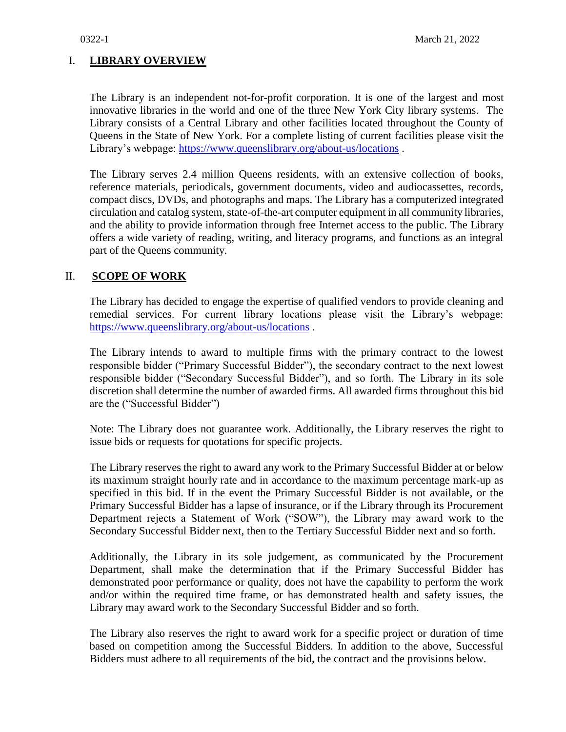## I. LIBRARY OVERVIEW

The Library is an independent not-for-profit corporation. It is one of the largest and most innovative libraries in the world and one of the three New York City library systems. The Library consists of a Central Library and other facilities located throughout the County of Queens in the State of New York. For a complete listing of current facilities please visit the Library's webpage: https://www.queenslibrary.org/about-us/locations .

The Library serves 2.4 million Queens residents, with an extensive collection of books, reference materials, periodicals, government documents, video and audiocassettes, records, compact discs, DVDs, and photographs and maps. The Library has a computerized integrated circulation and catalog system, state-of-the-art computer equipment in all community libraries, and the ability to provide information through free Internet access to the public. The Library offers a wide variety of reading, writing, and literacy programs, and functions as an integral part of the Queens community.

## II. SCOPE OF WORK

The Library has decided to engage the expertise of qualified vendors to provide cleaning and remedial services. For current library locations please visit the Library's webpage: https://www.queenslibrary.org/about-us/locations .

The Library intends to award to multiple firms with the primary contract to the lowest responsible bidder ("Primary Successful Bidder"), the secondary contract to the next lowest responsible bidder ("Secondary Successful Bidder"), and so forth. The Library in its sole discretion shall determine the number of awarded firms. All awarded firms throughout this bid are the ("Successful Bidder")

Note: The Library does not guarantee work. Additionally, the Library reserves the right to issue bids or requests for quotations for specific projects.

The Library reserves the right to award any work to the Primary Successful Bidder at or below its maximum straight hourly rate and in accordance to the maximum percentage mark-up as specified in this bid. If in the event the Primary Successful Bidder is not available, or the Primary Successful Bidder has a lapse of insurance, or if the Library through its Procurement Department rejects a Statement of Work ("SOW"), the Library may award work to the Secondary Successful Bidder next, then to the Tertiary Successful Bidder next and so forth.

Additionally, the Library in its sole judgement, as communicated by the Procurement Department, shall make the determination that if the Primary Successful Bidder has demonstrated poor performance or quality, does not have the capability to perform the work and/or within the required time frame, or has demonstrated health and safety issues, the Library may award work to the Secondary Successful Bidder and so forth.

The Library also reserves the right to award work for a specific project or duration of time based on competition among the Successful Bidders. In addition to the above, Successful Bidders must adhere to all requirements of the bid, the contract and the provisions below.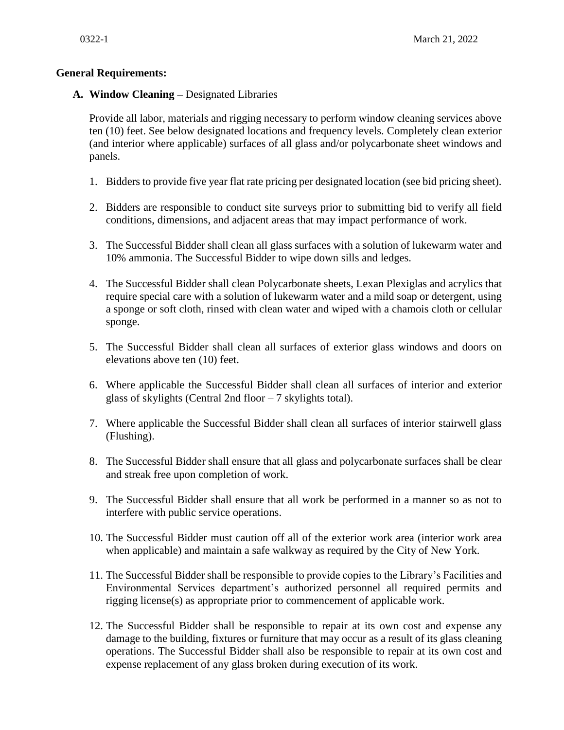**General Requirements:**

**A. Window Cleaning –** Designated Libraries

Provide all labor, materials and rigging necessary to perform window cleaning services above ten (10) feet. See below designated locations and frequency levels. Completely clean exterior (and interior where applicable) surfaces of all glass and/or polycarbonate sheet windows and panels.

1. Bidders to provide five year flat rate pricing per designated location (see bid pricing sheet).
2. Bidders are responsible to conduct site surveys prior to submitting bid to verify all field conditions, dimensions, and adjacent areas that may impact performance of work.
3. The Successful Bidder shall clean all glass surfaces with a solution of lukewarm water and 10% ammonia. The Successful Bidder to wipe down sills and ledges.
4. The Successful Bidder shall clean Polycarbonate sheets, Lexan Plexiglas and acrylics that require special care with a solution of lukewarm water and a mild soap or detergent, using a sponge or soft cloth, rinsed with clean water and wiped with a chamois cloth or cellular sponge.
5. The Successful Bidder shall clean all surfaces of exterior glass windows and doors on elevations above ten (10) feet.
6. Where applicable the Successful Bidder shall clean all surfaces of interior and exterior glass of skylights (Central 2nd floor – 7 skylights total).
7. Where applicable the Successful Bidder shall clean all surfaces of interior stairwell glass (Flushing).
8. The Successful Bidder shall ensure that all glass and polycarbonate surfaces shall be clear and streak free upon completion of work.
9. The Successful Bidder shall ensure that all work be performed in a manner so as not to interfere with public service operations.
10. The Successful Bidder must caution off all of the exterior work area (interior work area when applicable) and maintain a safe walkway as required by the City of New York.
11. The Successful Bidder shall be responsible to provide copies to the Library's Facilities and Environmental Services department's authorized personnel all required permits and rigging license(s) as appropriate prior to commencement of applicable work.
12. The Successful Bidder shall be responsible to repair at its own cost and expense any damage to the building, fixtures or furniture that may occur as a result of its glass cleaning operations. The Successful Bidder shall also be responsible to repair at its own cost and expense replacement of any glass broken during execution of its work.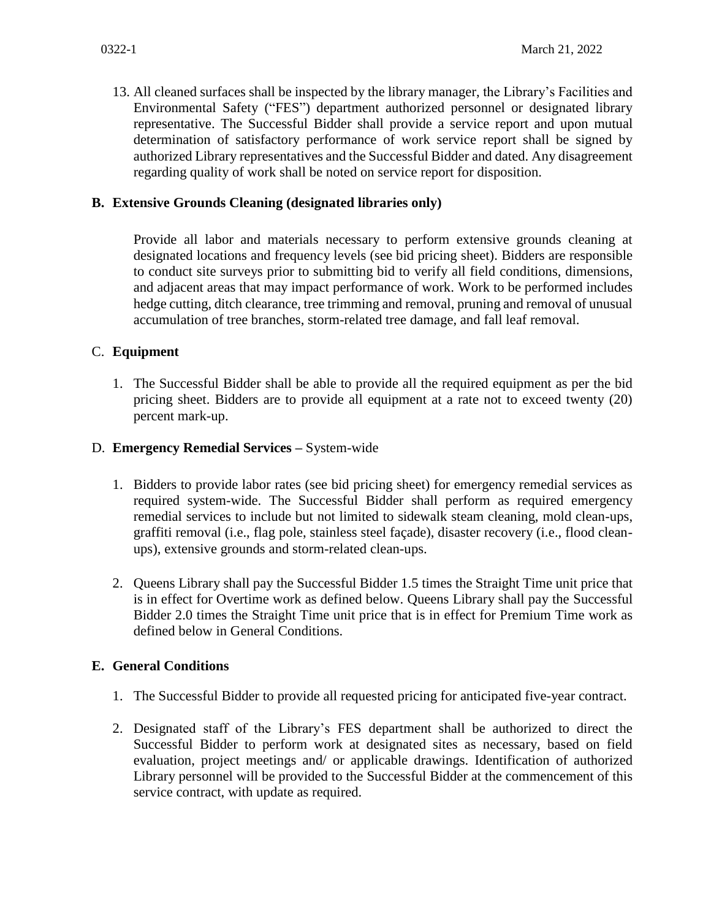13. All cleaned surfaces shall be inspected by the library manager, the Library's Facilities and Environmental Safety ("FES") department authorized personnel or designated library representative. The Successful Bidder shall provide a service report and upon mutual determination of satisfactory performance of work service report shall be signed by authorized Library representatives and the Successful Bidder and dated. Any disagreement regarding quality of work shall be noted on service report for disposition.

## B. Extensive Grounds Cleaning (designated libraries only)

Provide all labor and materials necessary to perform extensive grounds cleaning at designated locations and frequency levels (see bid pricing sheet). Bidders are responsible to conduct site surveys prior to submitting bid to verify all field conditions, dimensions, and adjacent areas that may impact performance of work. Work to be performed includes hedge cutting, ditch clearance, tree trimming and removal, pruning and removal of unusual accumulation of tree branches, storm-related tree damage, and fall leaf removal.

## C. Equipment

1. The Successful Bidder shall be able to provide all the required equipment as per the bid pricing sheet. Bidders are to provide all equipment at a rate not to exceed twenty (20) percent mark-up.

## D. Emergency Remedial Services – System-wide

1. Bidders to provide labor rates (see bid pricing sheet) for emergency remedial services as required system-wide. The Successful Bidder shall perform as required emergency remedial services to include but not limited to sidewalk steam cleaning, mold clean-ups, graffiti removal (i.e., flag pole, stainless steel façade), disaster recovery (i.e., flood clean-ups), extensive grounds and storm-related clean-ups.

2. Queens Library shall pay the Successful Bidder 1.5 times the Straight Time unit price that is in effect for Overtime work as defined below. Queens Library shall pay the Successful Bidder 2.0 times the Straight Time unit price that is in effect for Premium Time work as defined below in General Conditions.

## E. General Conditions

1. The Successful Bidder to provide all requested pricing for anticipated five-year contract.

2. Designated staff of the Library's FES department shall be authorized to direct the Successful Bidder to perform work at designated sites as necessary, based on field evaluation, project meetings and/ or applicable drawings. Identification of authorized Library personnel will be provided to the Successful Bidder at the commencement of this service contract, with update as required.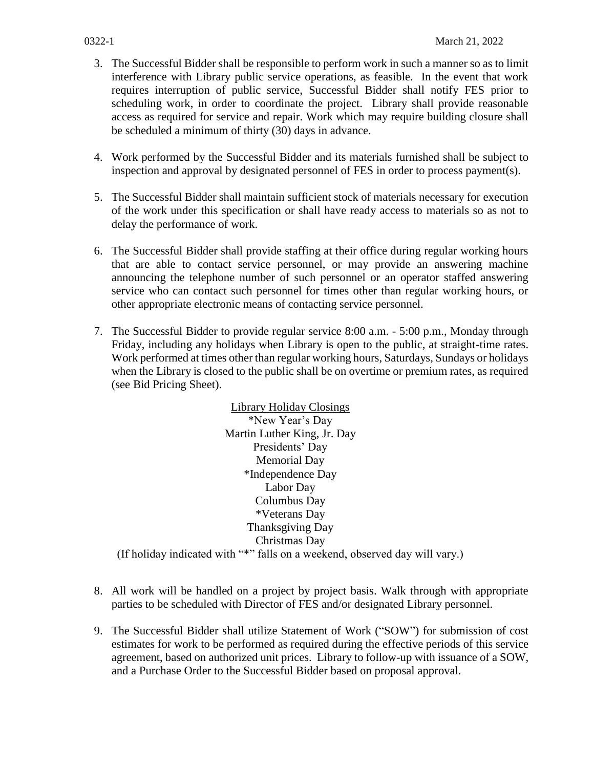3. The Successful Bidder shall be responsible to perform work in such a manner so as to limit interference with Library public service operations, as feasible. In the event that work requires interruption of public service, Successful Bidder shall notify FES prior to scheduling work, in order to coordinate the project. Library shall provide reasonable access as required for service and repair. Work which may require building closure shall be scheduled a minimum of thirty (30) days in advance.

4. Work performed by the Successful Bidder and its materials furnished shall be subject to inspection and approval by designated personnel of FES in order to process payment(s).

5. The Successful Bidder shall maintain sufficient stock of materials necessary for execution of the work under this specification or shall have ready access to materials so as not to delay the performance of work.

6. The Successful Bidder shall provide staffing at their office during regular working hours that are able to contact service personnel, or may provide an answering machine announcing the telephone number of such personnel or an operator staffed answering service who can contact such personnel for times other than regular working hours, or other appropriate electronic means of contacting service personnel.

7. The Successful Bidder to provide regular service 8:00 a.m. - 5:00 p.m., Monday through Friday, including any holidays when Library is open to the public, at straight-time rates. Work performed at times other than regular working hours, Saturdays, Sundays or holidays when the Library is closed to the public shall be on overtime or premium rates, as required (see Bid Pricing Sheet).

<u>Library Holiday Closings</u>
*New Year's Day
Martin Luther King, Jr. Day
Presidents' Day
Memorial Day
*Independence Day
Labor Day
Columbus Day
*Veterans Day
Thanksgiving Day
Christmas Day
(If holiday indicated with "*" falls on a weekend, observed day will vary.)

8. All work will be handled on a project by project basis. Walk through with appropriate parties to be scheduled with Director of FES and/or designated Library personnel.

9. The Successful Bidder shall utilize Statement of Work ("SOW") for submission of cost estimates for work to be performed as required during the effective periods of this service agreement, based on authorized unit prices. Library to follow-up with issuance of a SOW, and a Purchase Order to the Successful Bidder based on proposal approval.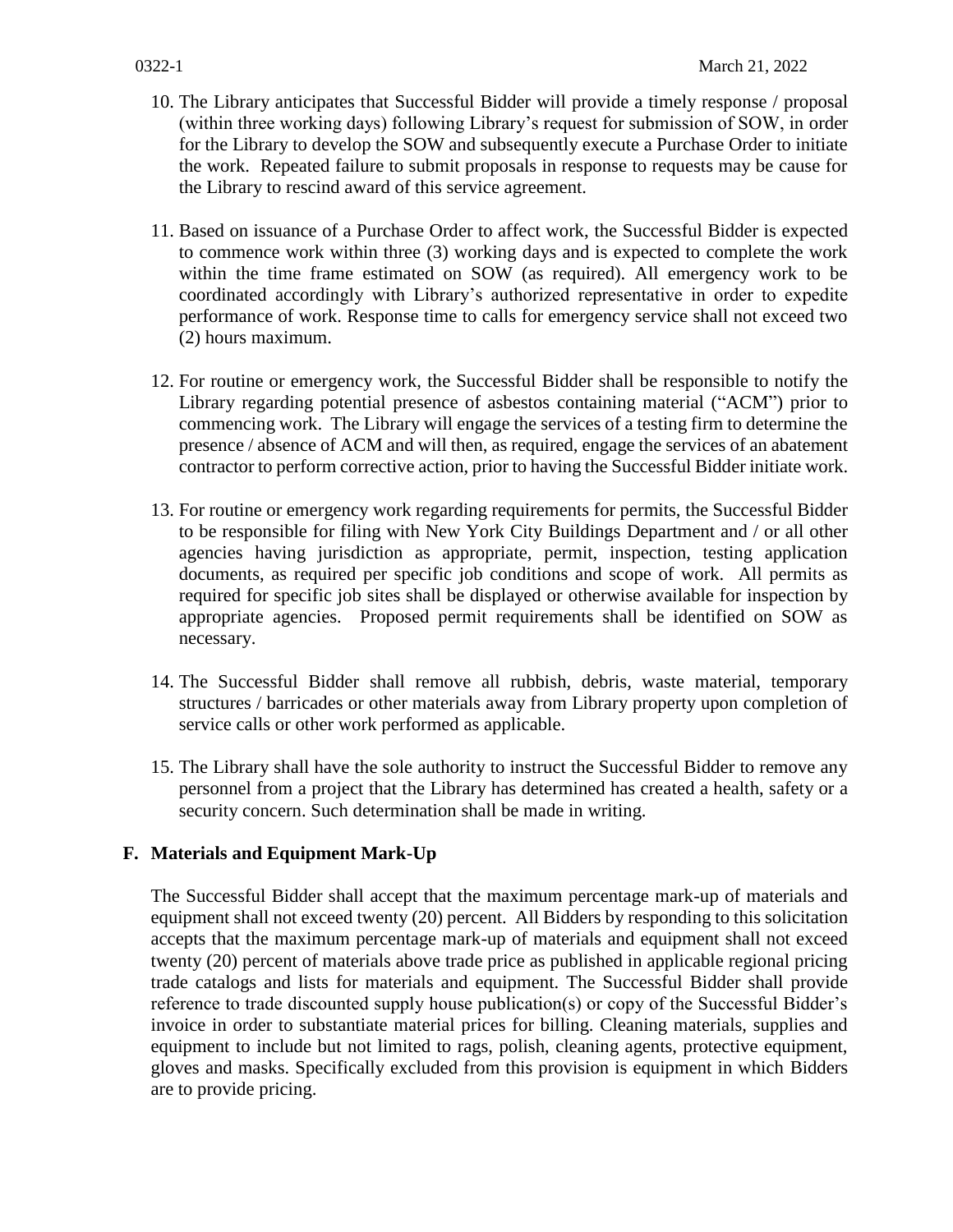10. The Library anticipates that Successful Bidder will provide a timely response / proposal (within three working days) following Library's request for submission of SOW, in order for the Library to develop the SOW and subsequently execute a Purchase Order to initiate the work. Repeated failure to submit proposals in response to requests may be cause for the Library to rescind award of this service agreement.

11. Based on issuance of a Purchase Order to affect work, the Successful Bidder is expected to commence work within three (3) working days and is expected to complete the work within the time frame estimated on SOW (as required). All emergency work to be coordinated accordingly with Library's authorized representative in order to expedite performance of work. Response time to calls for emergency service shall not exceed two (2) hours maximum.

12. For routine or emergency work, the Successful Bidder shall be responsible to notify the Library regarding potential presence of asbestos containing material ("ACM") prior to commencing work. The Library will engage the services of a testing firm to determine the presence / absence of ACM and will then, as required, engage the services of an abatement contractor to perform corrective action, prior to having the Successful Bidder initiate work.

13. For routine or emergency work regarding requirements for permits, the Successful Bidder to be responsible for filing with New York City Buildings Department and / or all other agencies having jurisdiction as appropriate, permit, inspection, testing application documents, as required per specific job conditions and scope of work. All permits as required for specific job sites shall be displayed or otherwise available for inspection by appropriate agencies. Proposed permit requirements shall be identified on SOW as necessary.

14. The Successful Bidder shall remove all rubbish, debris, waste material, temporary structures / barricades or other materials away from Library property upon completion of service calls or other work performed as applicable.

15. The Library shall have the sole authority to instruct the Successful Bidder to remove any personnel from a project that the Library has determined has created a health, safety or a security concern. Such determination shall be made in writing.

## F. Materials and Equipment Mark-Up

The Successful Bidder shall accept that the maximum percentage mark-up of materials and equipment shall not exceed twenty (20) percent. All Bidders by responding to this solicitation accepts that the maximum percentage mark-up of materials and equipment shall not exceed twenty (20) percent of materials above trade price as published in applicable regional pricing trade catalogs and lists for materials and equipment. The Successful Bidder shall provide reference to trade discounted supply house publication(s) or copy of the Successful Bidder's invoice in order to substantiate material prices for billing. Cleaning materials, supplies and equipment to include but not limited to rags, polish, cleaning agents, protective equipment, gloves and masks. Specifically excluded from this provision is equipment in which Bidders are to provide pricing.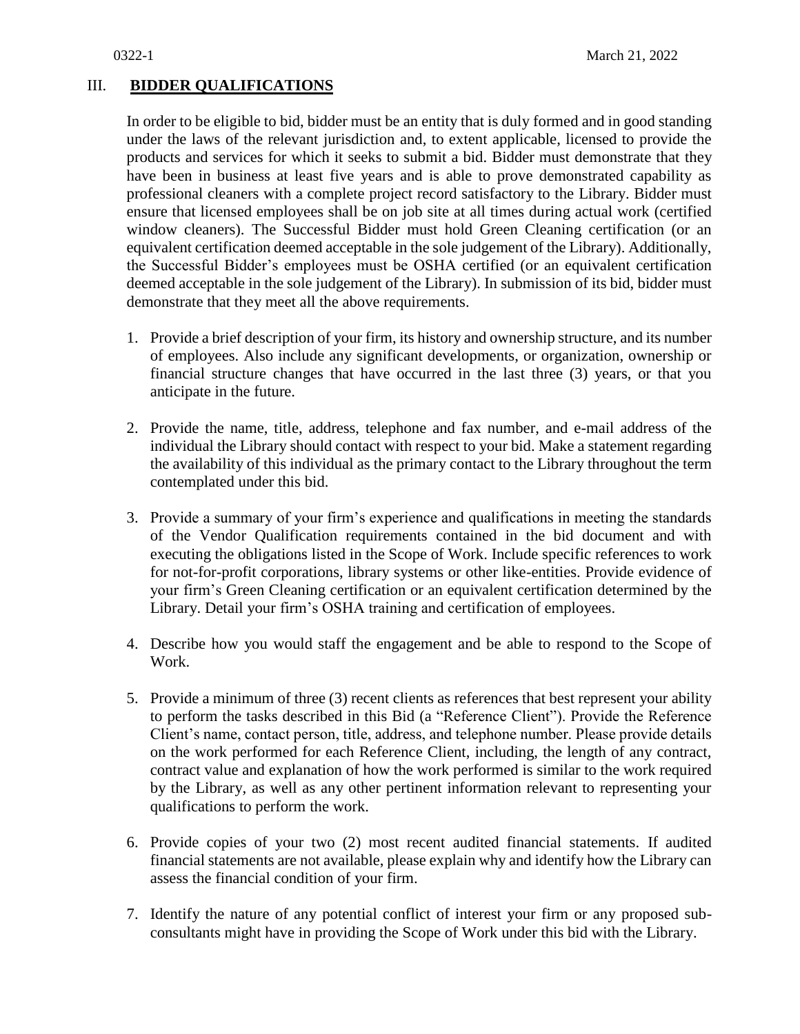## III. **BIDDER QUALIFICATIONS**

In order to be eligible to bid, bidder must be an entity that is duly formed and in good standing under the laws of the relevant jurisdiction and, to extent applicable, licensed to provide the products and services for which it seeks to submit a bid. Bidder must demonstrate that they have been in business at least five years and is able to prove demonstrated capability as professional cleaners with a complete project record satisfactory to the Library. Bidder must ensure that licensed employees shall be on job site at all times during actual work (certified window cleaners). The Successful Bidder must hold Green Cleaning certification (or an equivalent certification deemed acceptable in the sole judgement of the Library). Additionally, the Successful Bidder's employees must be OSHA certified (or an equivalent certification deemed acceptable in the sole judgement of the Library). In submission of its bid, bidder must demonstrate that they meet all the above requirements.

1. Provide a brief description of your firm, its history and ownership structure, and its number of employees. Also include any significant developments, or organization, ownership or financial structure changes that have occurred in the last three (3) years, or that you anticipate in the future.

2. Provide the name, title, address, telephone and fax number, and e-mail address of the individual the Library should contact with respect to your bid. Make a statement regarding the availability of this individual as the primary contact to the Library throughout the term contemplated under this bid.

3. Provide a summary of your firm's experience and qualifications in meeting the standards of the Vendor Qualification requirements contained in the bid document and with executing the obligations listed in the Scope of Work. Include specific references to work for not-for-profit corporations, library systems or other like-entities. Provide evidence of your firm's Green Cleaning certification or an equivalent certification determined by the Library. Detail your firm's OSHA training and certification of employees.

4. Describe how you would staff the engagement and be able to respond to the Scope of Work.

5. Provide a minimum of three (3) recent clients as references that best represent your ability to perform the tasks described in this Bid (a "Reference Client"). Provide the Reference Client's name, contact person, title, address, and telephone number. Please provide details on the work performed for each Reference Client, including, the length of any contract, contract value and explanation of how the work performed is similar to the work required by the Library, as well as any other pertinent information relevant to representing your qualifications to perform the work.

6. Provide copies of your two (2) most recent audited financial statements. If audited financial statements are not available, please explain why and identify how the Library can assess the financial condition of your firm.

7. Identify the nature of any potential conflict of interest your firm or any proposed sub-consultants might have in providing the Scope of Work under this bid with the Library.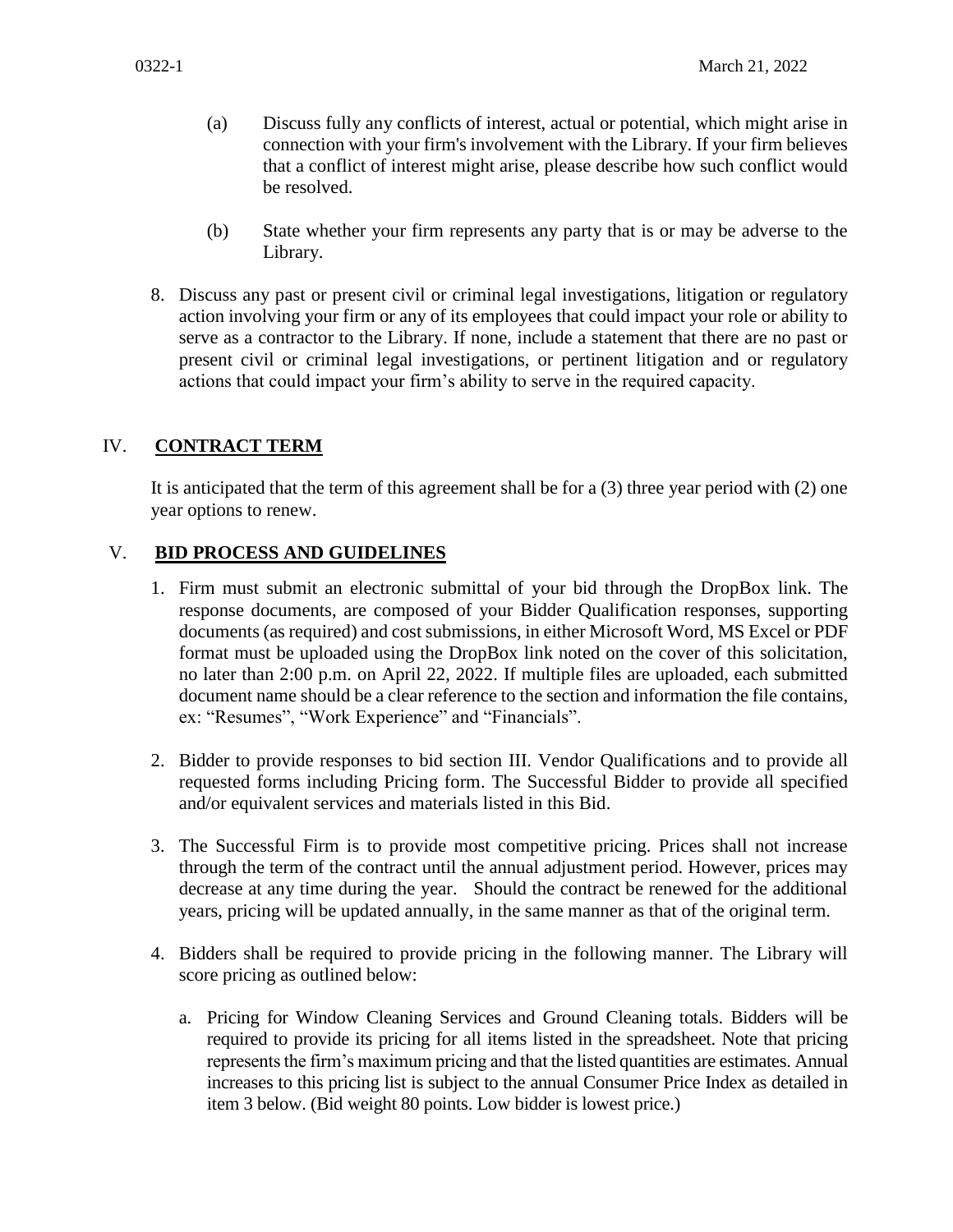(a) Discuss fully any conflicts of interest, actual or potential, which might arise in connection with your firm's involvement with the Library. If your firm believes that a conflict of interest might arise, please describe how such conflict would be resolved.

(b) State whether your firm represents any party that is or may be adverse to the Library.

8. Discuss any past or present civil or criminal legal investigations, litigation or regulatory action involving your firm or any of its employees that could impact your role or ability to serve as a contractor to the Library. If none, include a statement that there are no past or present civil or criminal legal investigations, or pertinent litigation and or regulatory actions that could impact your firm's ability to serve in the required capacity.

## IV. CONTRACT TERM

It is anticipated that the term of this agreement shall be for a (3) three year period with (2) one year options to renew.

## V. BID PROCESS AND GUIDELINES

1. Firm must submit an electronic submittal of your bid through the DropBox link. The response documents, are composed of your Bidder Qualification responses, supporting documents (as required) and cost submissions, in either Microsoft Word, MS Excel or PDF format must be uploaded using the DropBox link noted on the cover of this solicitation, no later than 2:00 p.m. on April 22, 2022. If multiple files are uploaded, each submitted document name should be a clear reference to the section and information the file contains, ex: "Resumes", "Work Experience" and "Financials".

2. Bidder to provide responses to bid section III. Vendor Qualifications and to provide all requested forms including Pricing form. The Successful Bidder to provide all specified and/or equivalent services and materials listed in this Bid.

3. The Successful Firm is to provide most competitive pricing. Prices shall not increase through the term of the contract until the annual adjustment period. However, prices may decrease at any time during the year. Should the contract be renewed for the additional years, pricing will be updated annually, in the same manner as that of the original term.

4. Bidders shall be required to provide pricing in the following manner. The Library will score pricing as outlined below:

   a. Pricing for Window Cleaning Services and Ground Cleaning totals. Bidders will be required to provide its pricing for all items listed in the spreadsheet. Note that pricing represents the firm's maximum pricing and that the listed quantities are estimates. Annual increases to this pricing list is subject to the annual Consumer Price Index as detailed in item 3 below. (Bid weight 80 points. Low bidder is lowest price.)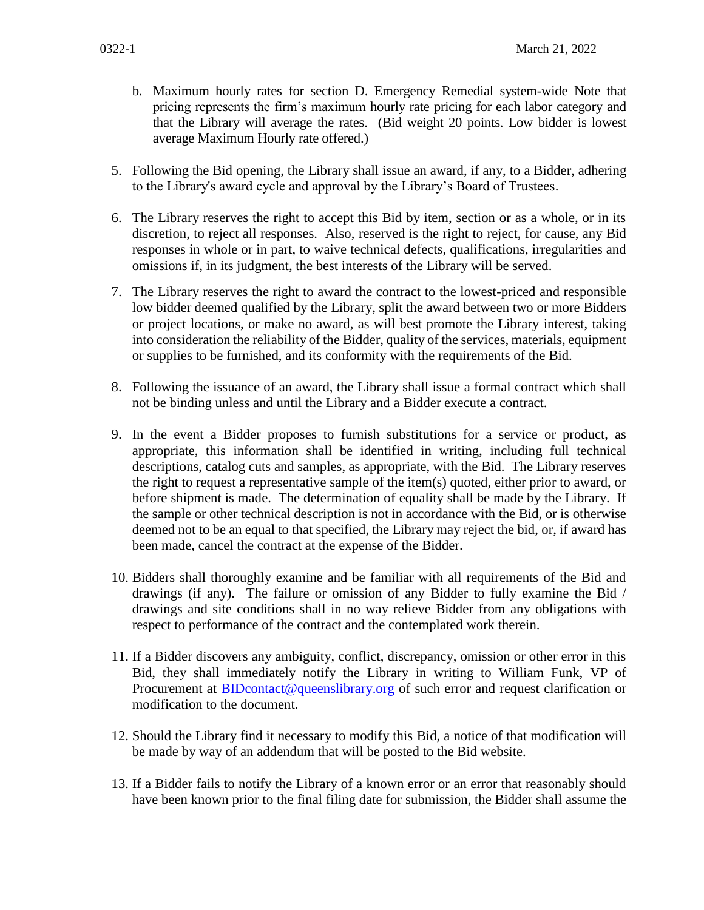b. Maximum hourly rates for section D. Emergency Remedial system-wide Note that pricing represents the firm's maximum hourly rate pricing for each labor category and that the Library will average the rates. (Bid weight 20 points. Low bidder is lowest average Maximum Hourly rate offered.)

5. Following the Bid opening, the Library shall issue an award, if any, to a Bidder, adhering to the Library's award cycle and approval by the Library's Board of Trustees.

6. The Library reserves the right to accept this Bid by item, section or as a whole, or in its discretion, to reject all responses. Also, reserved is the right to reject, for cause, any Bid responses in whole or in part, to waive technical defects, qualifications, irregularities and omissions if, in its judgment, the best interests of the Library will be served.

7. The Library reserves the right to award the contract to the lowest-priced and responsible low bidder deemed qualified by the Library, split the award between two or more Bidders or project locations, or make no award, as will best promote the Library interest, taking into consideration the reliability of the Bidder, quality of the services, materials, equipment or supplies to be furnished, and its conformity with the requirements of the Bid.

8. Following the issuance of an award, the Library shall issue a formal contract which shall not be binding unless and until the Library and a Bidder execute a contract.

9. In the event a Bidder proposes to furnish substitutions for a service or product, as appropriate, this information shall be identified in writing, including full technical descriptions, catalog cuts and samples, as appropriate, with the Bid. The Library reserves the right to request a representative sample of the item(s) quoted, either prior to award, or before shipment is made. The determination of equality shall be made by the Library. If the sample or other technical description is not in accordance with the Bid, or is otherwise deemed not to be an equal to that specified, the Library may reject the bid, or, if award has been made, cancel the contract at the expense of the Bidder.

10. Bidders shall thoroughly examine and be familiar with all requirements of the Bid and drawings (if any). The failure or omission of any Bidder to fully examine the Bid / drawings and site conditions shall in no way relieve Bidder from any obligations with respect to performance of the contract and the contemplated work therein.

11. If a Bidder discovers any ambiguity, conflict, discrepancy, omission or other error in this Bid, they shall immediately notify the Library in writing to William Funk, VP of Procurement at BIDcontact@queenslibrary.org of such error and request clarification or modification to the document.

12. Should the Library find it necessary to modify this Bid, a notice of that modification will be made by way of an addendum that will be posted to the Bid website.

13. If a Bidder fails to notify the Library of a known error or an error that reasonably should have been known prior to the final filing date for submission, the Bidder shall assume the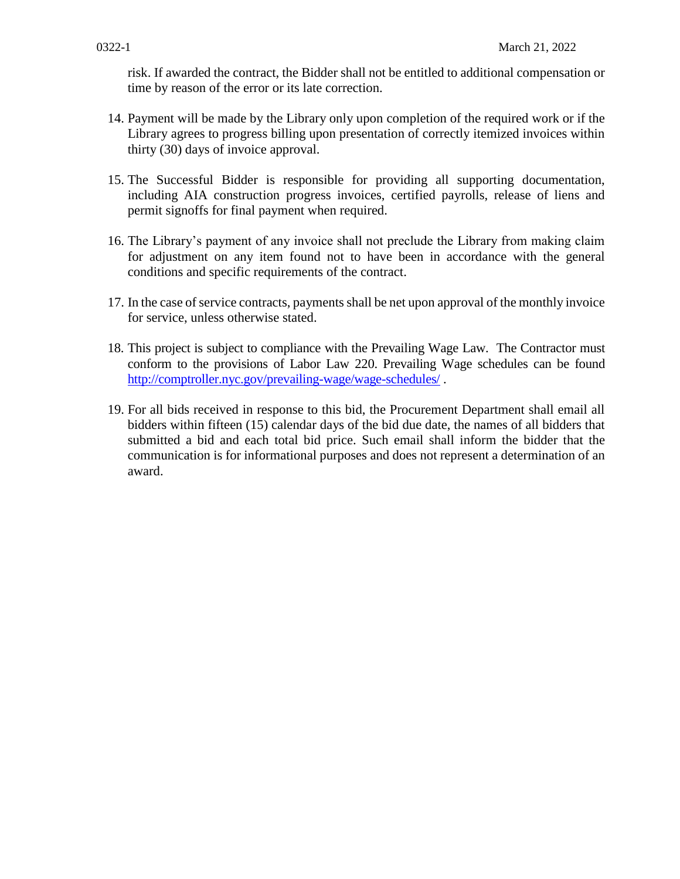risk. If awarded the contract, the Bidder shall not be entitled to additional compensation or time by reason of the error or its late correction.

14. Payment will be made by the Library only upon completion of the required work or if the Library agrees to progress billing upon presentation of correctly itemized invoices within thirty (30) days of invoice approval.

15. The Successful Bidder is responsible for providing all supporting documentation, including AIA construction progress invoices, certified payrolls, release of liens and permit signoffs for final payment when required.

16. The Library's payment of any invoice shall not preclude the Library from making claim for adjustment on any item found not to have been in accordance with the general conditions and specific requirements of the contract.

17. In the case of service contracts, payments shall be net upon approval of the monthly invoice for service, unless otherwise stated.

18. This project is subject to compliance with the Prevailing Wage Law. The Contractor must conform to the provisions of Labor Law 220. Prevailing Wage schedules can be found [http://comptroller.nyc.gov/prevailing-wage/wage-schedules/](http://comptroller.nyc.gov/prevailing-wage/wage-schedules/) .

19. For all bids received in response to this bid, the Procurement Department shall email all bidders within fifteen (15) calendar days of the bid due date, the names of all bidders that submitted a bid and each total bid price. Such email shall inform the bidder that the communication is for informational purposes and does not represent a determination of an award.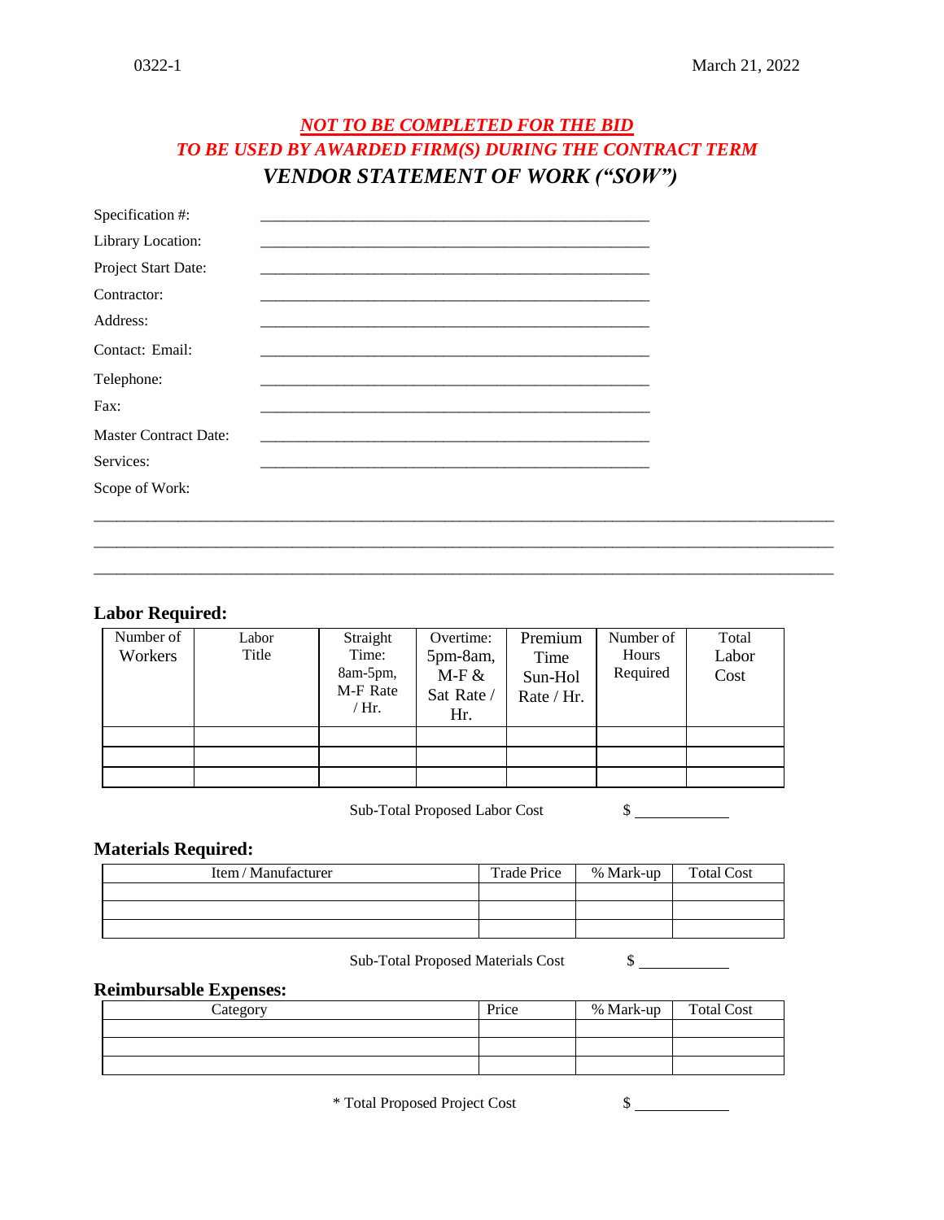***NOT TO BE COMPLETED FOR THE BID***
***TO BE USED BY AWARDED FIRM(S) DURING THE CONTRACT TERM***

## *VENDOR STATEMENT OF WORK ("SOW")*

Specification #: ______________________________________________

Library Location: ______________________________________________

Project Start Date: ______________________________________________

Contractor: ______________________________________________

Address: ______________________________________________

Contact: Email: ______________________________________________

Telephone: ______________________________________________

Fax: ______________________________________________

Master Contract Date: ______________________________________________

Services: ______________________________________________

Scope of Work:

________________________________________________________________________________

________________________________________________________________________________

________________________________________________________________________________

### Labor Required:

| Number of Workers | Labor Title | Straight Time: 8am-5pm, M-F Rate / Hr. | Overtime: 5pm-8am, M-F & Sat Rate / Hr. | Premium Time Sun-Hol Rate / Hr. | Number of Hours Required | Total Labor Cost |
|---|---|---|---|---|---|---|
| | | | | | | |
| | | | | | | |
| | | | | | | |

Sub-Total Proposed Labor Cost $ ____________

### Materials Required:

| Item / Manufacturer | Trade Price | % Mark-up | Total Cost |
|---|---|---|---|
| | | | |
| | | | |
| | | | |

Sub-Total Proposed Materials Cost $ ____________

### Reimbursable Expenses:

| Category | Price | % Mark-up | Total Cost |
|---|---|---|---|
| | | | |
| | | | |
| | | | |

* Total Proposed Project Cost $ ____________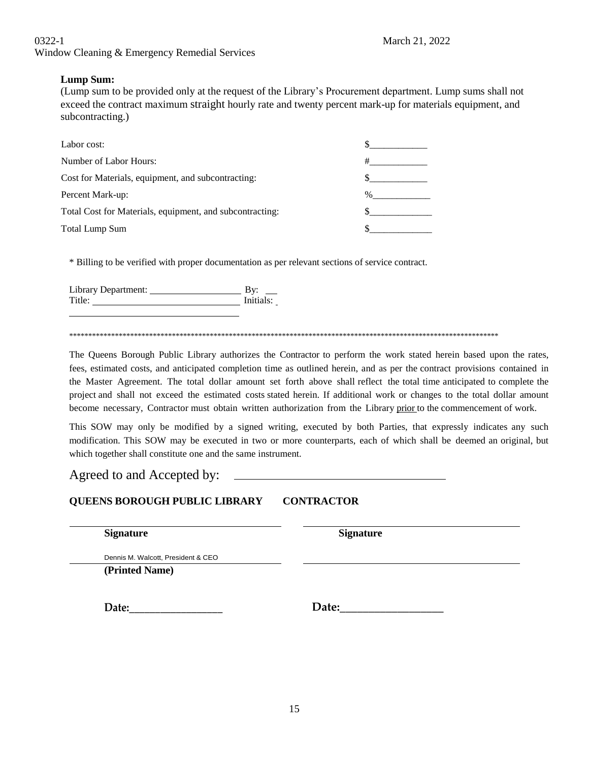**Lump Sum:**

(Lump sum to be provided only at the request of the Library's Procurement department. Lump sums shall not exceed the contract maximum straight hourly rate and twenty percent mark-up for materials equipment, and subcontracting.)

| | |
|---|---|
| Labor cost: | $____________ |
| Number of Labor Hours: | #____________ |
| Cost for Materials, equipment, and subcontracting: | $____________ |
| Percent Mark-up: | %____________ |
| Total Cost for Materials, equipment, and subcontracting: | $_____________ |
| Total Lump Sum | $_____________ |

* Billing to be verified with proper documentation as per relevant sections of service contract.

Library Department: ___________________ By: ___
Title: ______________________________ Initials: _

___________________________________

************************************************************************************************************************

The Queens Borough Public Library authorizes the Contractor to perform the work stated herein based upon the rates, fees, estimated costs, and anticipated completion time as outlined herein, and as per the contract provisions contained in the Master Agreement. The total dollar amount set forth above shall reflect the total time anticipated to complete the project and shall not exceed the estimated costs stated herein. If additional work or changes to the total dollar amount become necessary, Contractor must obtain written authorization from the Library prior to the commencement of work.

This SOW may only be modified by a signed writing, executed by both Parties, that expressly indicates any such modification. This SOW may be executed in two or more counterparts, each of which shall be deemed an original, but which together shall constitute one and the same instrument.

Agreed to and Accepted by: ___________________________________

| **QUEENS BOROUGH PUBLIC LIBRARY** | **CONTRACTOR** |
|---|---|
| ________________________________ | ________________________________ |
| **Signature** | **Signature** |
| Dennis M. Walcott, President & CEO | ________________________________ |
| **(Printed Name)** | |
| **Date:**_________________ | **Date:**__________________ |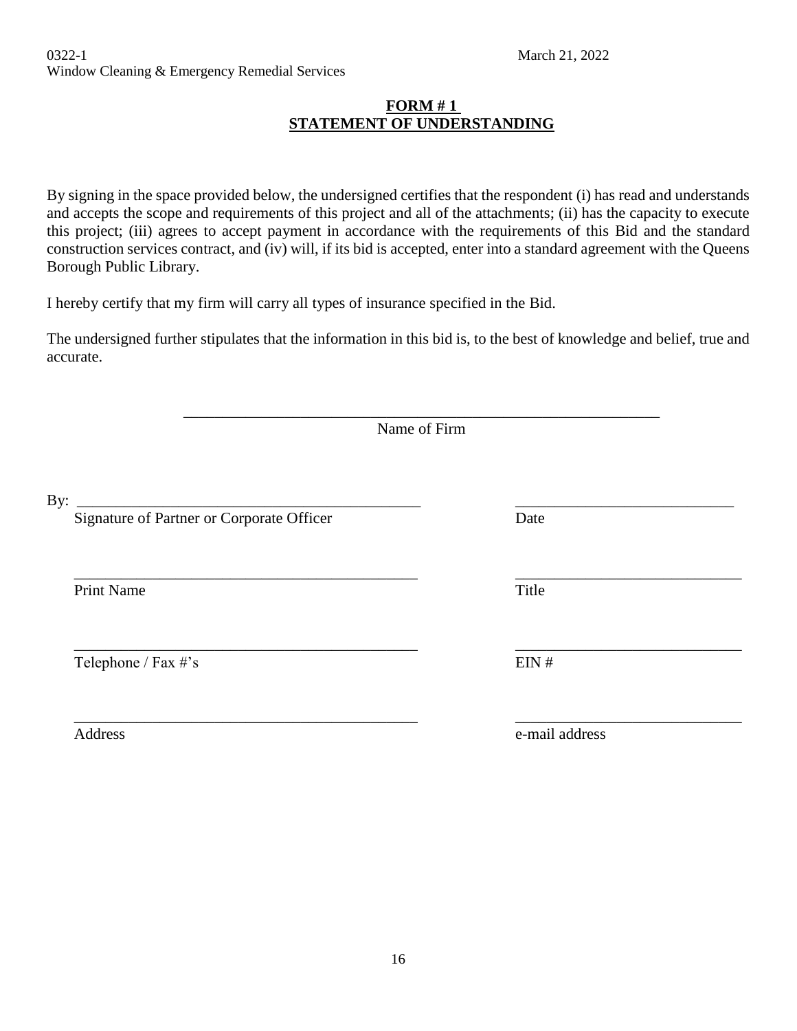**FORM # 1**
**STATEMENT OF UNDERSTANDING**

By signing in the space provided below, the undersigned certifies that the respondent (i) has read and understands and accepts the scope and requirements of this project and all of the attachments; (ii) has the capacity to execute this project; (iii) agrees to accept payment in accordance with the requirements of this Bid and the standard construction services contract, and (iv) will, if its bid is accepted, enter into a standard agreement with the Queens Borough Public Library.

I hereby certify that my firm will carry all types of insurance specified in the Bid.

The undersigned further stipulates that the information in this bid is, to the best of knowledge and belief, true and accurate.

_______________________________________________________________
Name of Firm

By: ____________________________________________ ____________________________
Signature of Partner or Corporate Officer Date

____________________________________________ ____________________________
Print Name Title

____________________________________________ ____________________________
Telephone / Fax #'s EIN #

____________________________________________ ____________________________
Address e-mail address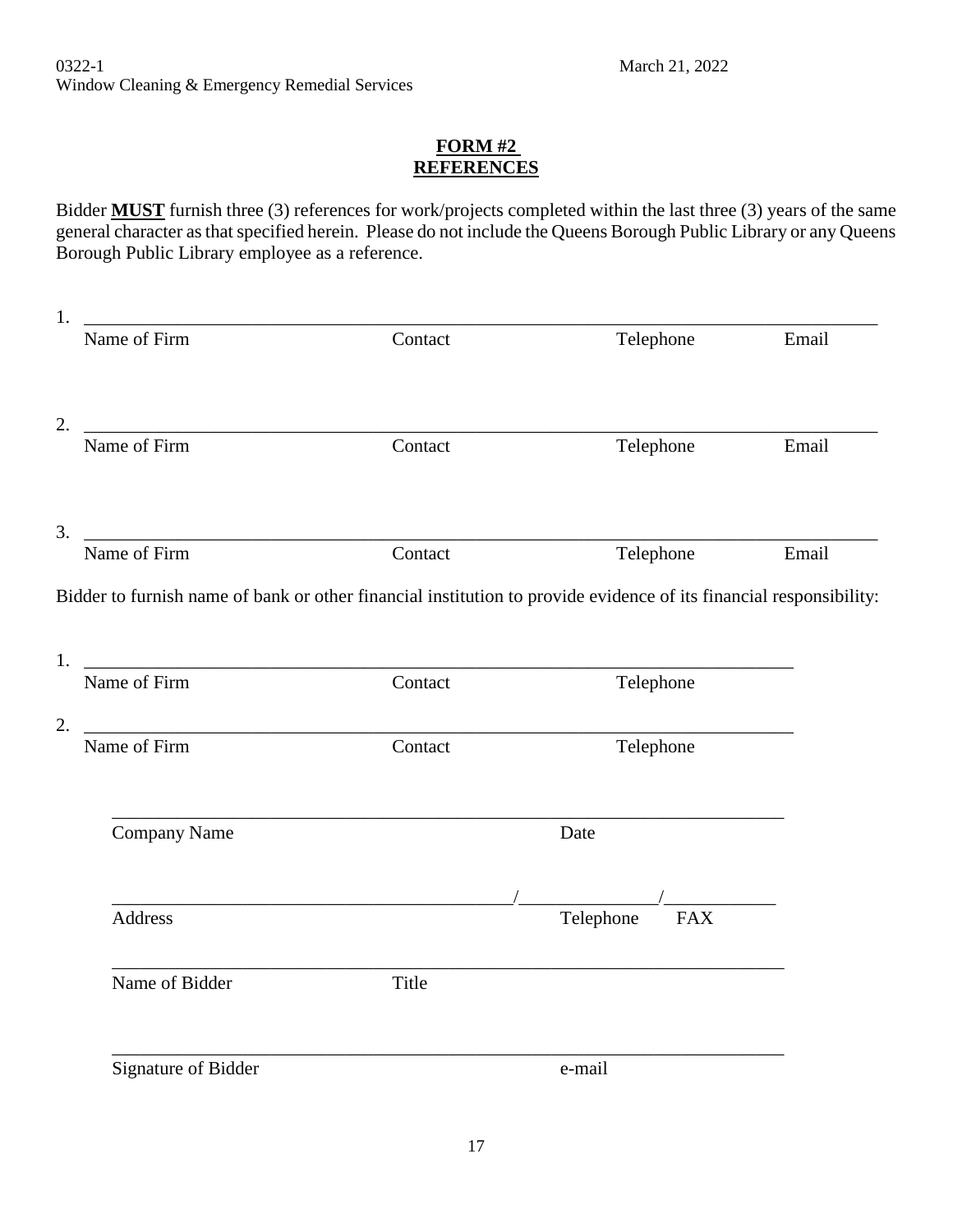0322-1 March 21, 2022
Window Cleaning & Emergency Remedial Services

## FORM #2
## REFERENCES

Bidder **MUST** furnish three (3) references for work/projects completed within the last three (3) years of the same general character as that specified herein. Please do not include the Queens Borough Public Library or any Queens Borough Public Library employee as a reference.

1. ______________________________________________________________________
   Name of Firm Contact Telephone Email

2. ______________________________________________________________________
   Name of Firm Contact Telephone Email

3. ______________________________________________________________________
   Name of Firm Contact Telephone Email

Bidder to furnish name of bank or other financial institution to provide evidence of its financial responsibility:

1. ______________________________________________________________________
   Name of Firm Contact Telephone

2. ______________________________________________________________________
   Name of Firm Contact Telephone

______________________________________________________________________
Company Name Date

______________________________________________/_______________/____________
Address Telephone FAX

______________________________________________________________________
Name of Bidder Title

______________________________________________________________________
Signature of Bidder e-mail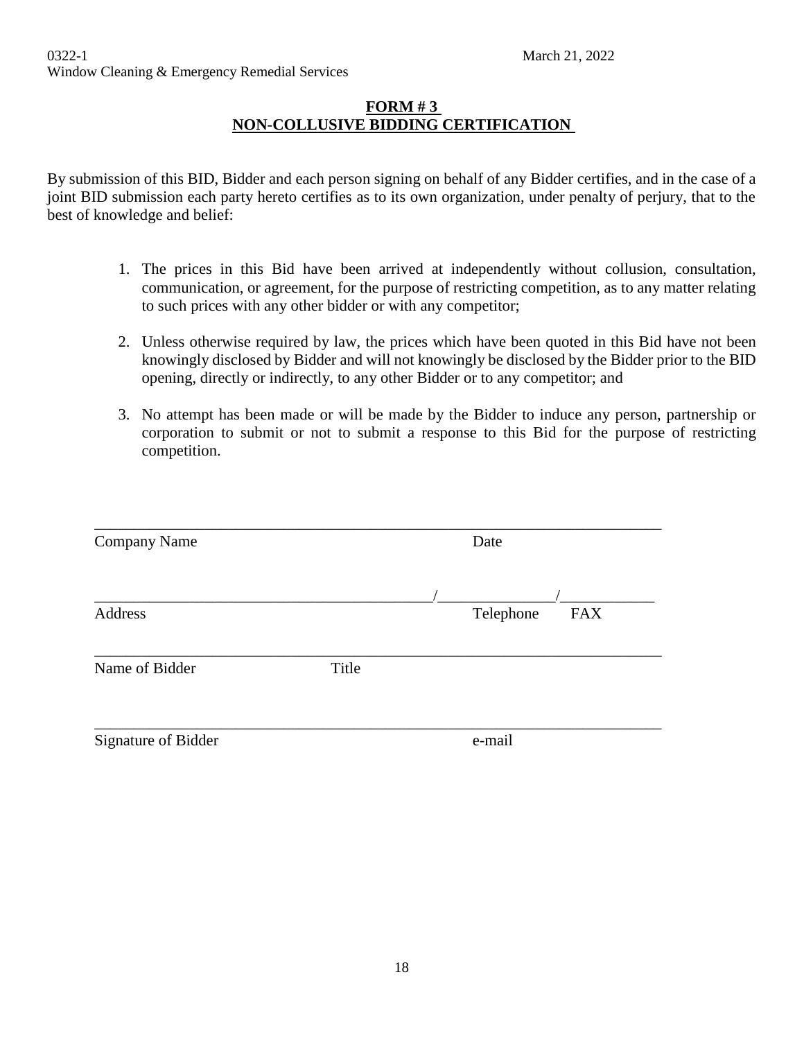0322-1 March 21, 2022
Window Cleaning & Emergency Remedial Services

## FORM # 3
## NON-COLLUSIVE BIDDING CERTIFICATION

By submission of this BID, Bidder and each person signing on behalf of any Bidder certifies, and in the case of a joint BID submission each party hereto certifies as to its own organization, under penalty of perjury, that to the best of knowledge and belief:

1. The prices in this Bid have been arrived at independently without collusion, consultation, communication, or agreement, for the purpose of restricting competition, as to any matter relating to such prices with any other bidder or with any competitor;

2. Unless otherwise required by law, the prices which have been quoted in this Bid have not been knowingly disclosed by Bidder and will not knowingly be disclosed by the Bidder prior to the BID opening, directly or indirectly, to any other Bidder or to any competitor; and

3. No attempt has been made or will be made by the Bidder to induce any person, partnership or corporation to submit or not to submit a response to this Bid for the purpose of restricting competition.

______________________________________________________________________________
Company Name Date

___________________________________________/_______________/____________
Address Telephone FAX

______________________________________________________________________________
Name of Bidder Title

______________________________________________________________________________
Signature of Bidder e-mail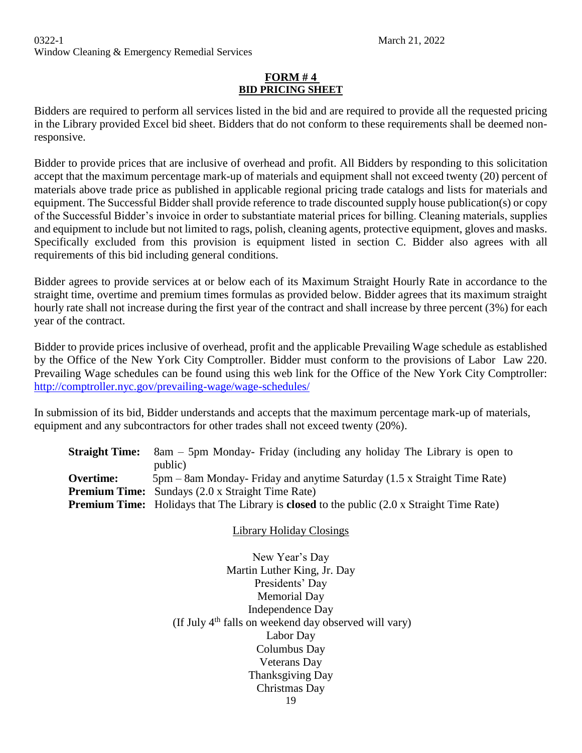**FORM # 4**
**BID PRICING SHEET**

Bidders are required to perform all services listed in the bid and are required to provide all the requested pricing in the Library provided Excel bid sheet. Bidders that do not conform to these requirements shall be deemed non-responsive.

Bidder to provide prices that are inclusive of overhead and profit. All Bidders by responding to this solicitation accept that the maximum percentage mark-up of materials and equipment shall not exceed twenty (20) percent of materials above trade price as published in applicable regional pricing trade catalogs and lists for materials and equipment. The Successful Bidder shall provide reference to trade discounted supply house publication(s) or copy of the Successful Bidder's invoice in order to substantiate material prices for billing. Cleaning materials, supplies and equipment to include but not limited to rags, polish, cleaning agents, protective equipment, gloves and masks. Specifically excluded from this provision is equipment listed in section C. Bidder also agrees with all requirements of this bid including general conditions.

Bidder agrees to provide services at or below each of its Maximum Straight Hourly Rate in accordance to the straight time, overtime and premium times formulas as provided below. Bidder agrees that its maximum straight hourly rate shall not increase during the first year of the contract and shall increase by three percent (3%) for each year of the contract.

Bidder to provide prices inclusive of overhead, profit and the applicable Prevailing Wage schedule as established by the Office of the New York City Comptroller. Bidder must conform to the provisions of Labor Law 220. Prevailing Wage schedules can be found using this web link for the Office of the New York City Comptroller: [http://comptroller.nyc.gov/prevailing-wage/wage-schedules/](http://comptroller.nyc.gov/prevailing-wage/wage-schedules/)

In submission of its bid, Bidder understands and accepts that the maximum percentage mark-up of materials, equipment and any subcontractors for other trades shall not exceed twenty (20%).

**Straight Time:** 8am – 5pm Monday- Friday (including any holiday The Library is open to public)
**Overtime:** 5pm – 8am Monday- Friday and anytime Saturday (1.5 x Straight Time Rate)
**Premium Time:** Sundays (2.0 x Straight Time Rate)
**Premium Time:** Holidays that The Library is **closed** to the public (2.0 x Straight Time Rate)

Library Holiday Closings

New Year's Day
Martin Luther King, Jr. Day
Presidents' Day
Memorial Day
Independence Day
(If July 4th falls on weekend day observed will vary)
Labor Day
Columbus Day
Veterans Day
Thanksgiving Day
Christmas Day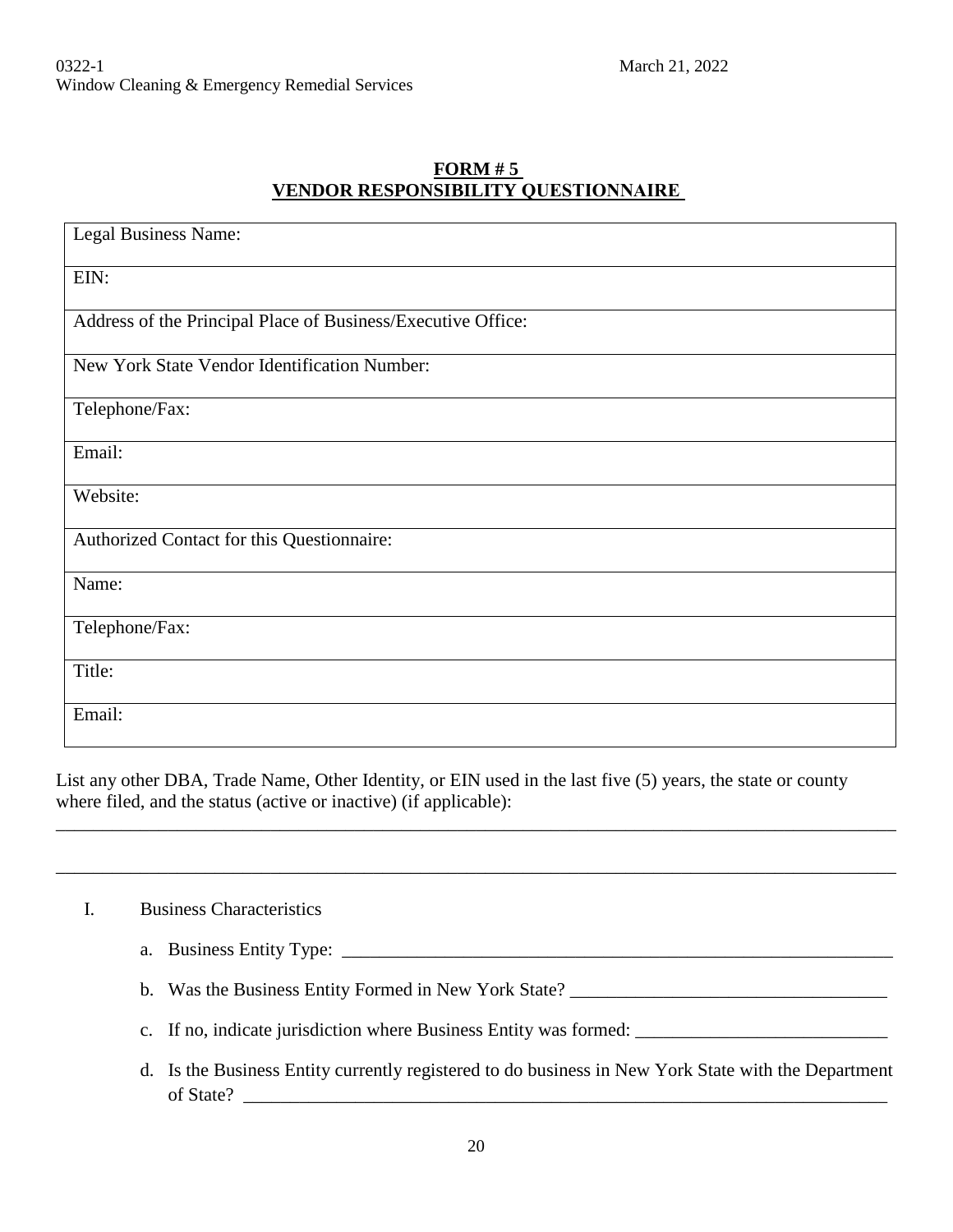## FORM # 5
## VENDOR RESPONSIBILITY QUESTIONNAIRE

| Legal Business Name: |
|---|
| EIN: |
| Address of the Principal Place of Business/Executive Office: |
| New York State Vendor Identification Number: |
| Telephone/Fax: |
| Email: |
| Website: |
| Authorized Contact for this Questionnaire: |
| Name: |
| Telephone/Fax: |
| Title: |
| Email: |

List any other DBA, Trade Name, Other Identity, or EIN used in the last five (5) years, the state or county where filed, and the status (active or inactive) (if applicable):

_____________________________________________________________________________________________

_____________________________________________________________________________________________

I. Business Characteristics

a. Business Entity Type: ___________________________________________________________

b. Was the Business Entity Formed in New York State? _________________________________

c. If no, indicate jurisdiction where Business Entity was formed: ___________________________

d. Is the Business Entity currently registered to do business in New York State with the Department of State? ____________________________________________________________________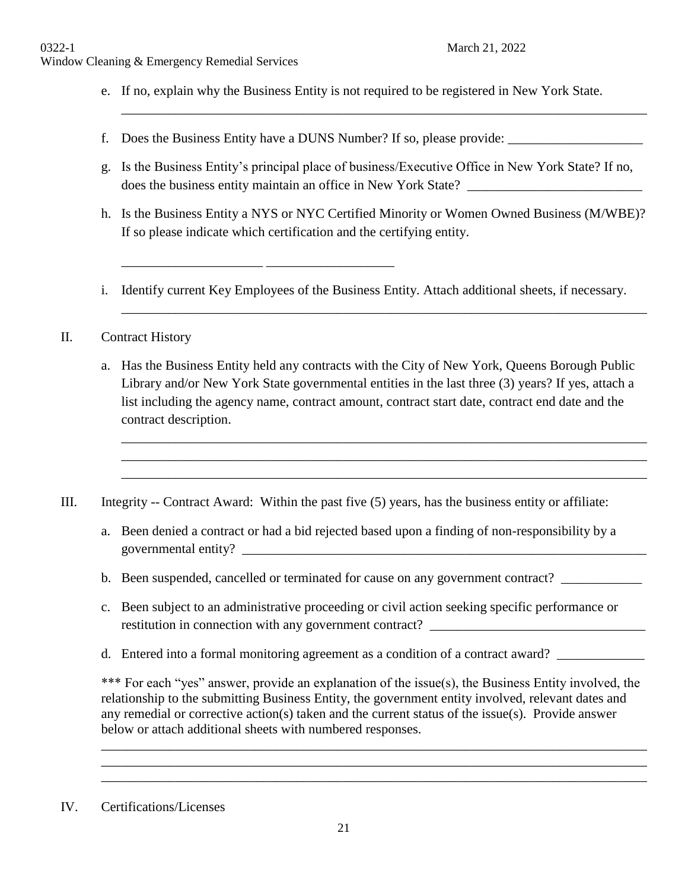e. If no, explain why the Business Entity is not required to be registered in New York State.

_______________________________________________________________________________

f. Does the Business Entity have a DUNS Number? If so, please provide: ____________________

g. Is the Business Entity's principal place of business/Executive Office in New York State? If no, does the business entity maintain an office in New York State? __________________________

h. Is the Business Entity a NYS or NYC Certified Minority or Women Owned Business (M/WBE)? If so please indicate which certification and the certifying entity.

_____________________ ___________________

i. Identify current Key Employees of the Business Entity. Attach additional sheets, if necessary.

_______________________________________________________________________________

II. Contract History

a. Has the Business Entity held any contracts with the City of New York, Queens Borough Public Library and/or New York State governmental entities in the last three (3) years? If yes, attach a list including the agency name, contract amount, contract start date, contract end date and the contract description.

_______________________________________________________________________________
_______________________________________________________________________________
_______________________________________________________________________________

III. Integrity -- Contract Award: Within the past five (5) years, has the business entity or affiliate:

a. Been denied a contract or had a bid rejected based upon a finding of non-responsibility by a governmental entity? ______________________________________________________________

b. Been suspended, cancelled or terminated for cause on any government contract? ____________

c. Been subject to an administrative proceeding or civil action seeking specific performance or restitution in connection with any government contract? ________________________________

d. Entered into a formal monitoring agreement as a condition of a contract award? _____________

*** For each "yes" answer, provide an explanation of the issue(s), the Business Entity involved, the relationship to the submitting Business Entity, the government entity involved, relevant dates and any remedial or corrective action(s) taken and the current status of the issue(s). Provide answer below or attach additional sheets with numbered responses.

_______________________________________________________________________________
_______________________________________________________________________________
_______________________________________________________________________________

IV. Certifications/Licenses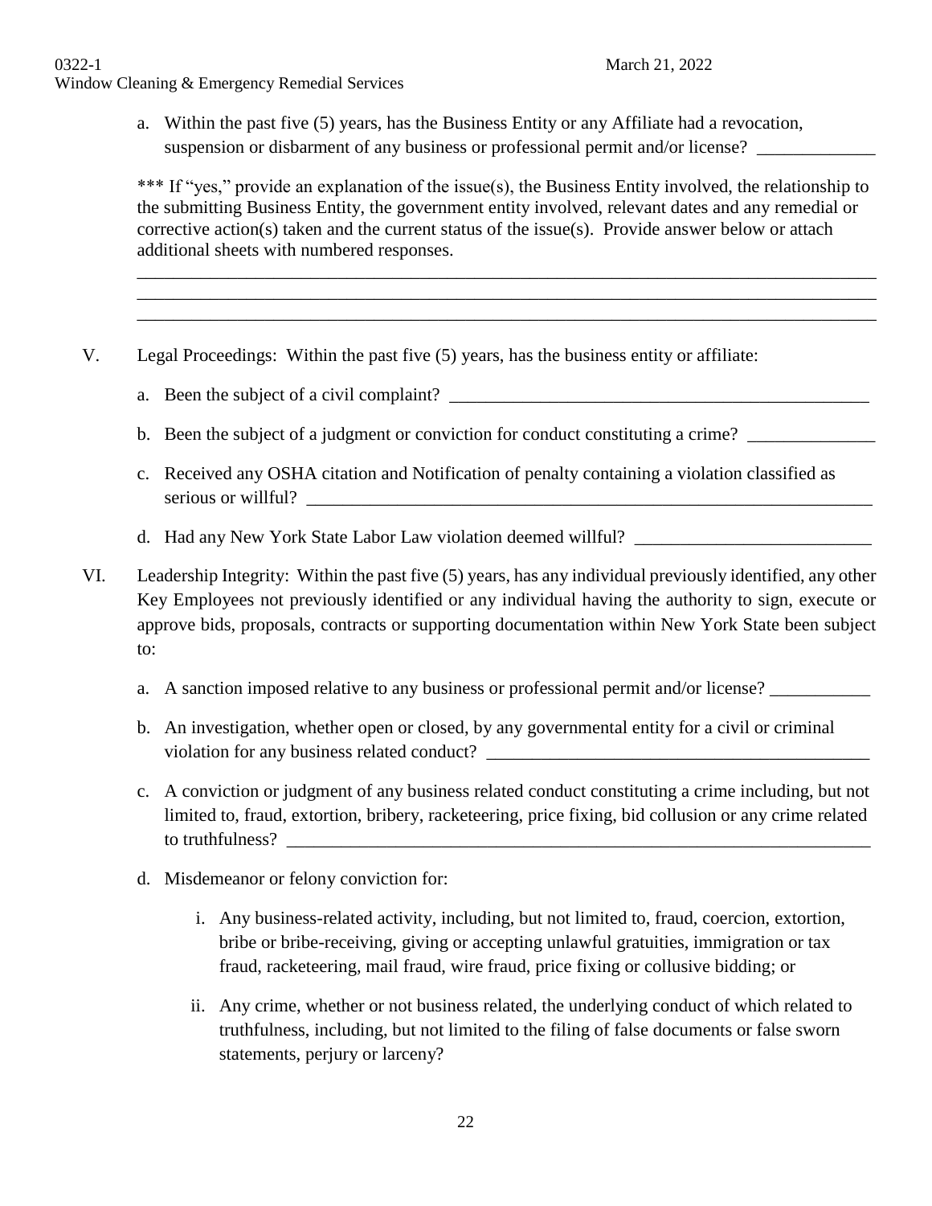a. Within the past five (5) years, has the Business Entity or any Affiliate had a revocation, suspension or disbarment of any business or professional permit and/or license? _____________

*** If "yes," provide an explanation of the issue(s), the Business Entity involved, the relationship to the submitting Business Entity, the government entity involved, relevant dates and any remedial or corrective action(s) taken and the current status of the issue(s). Provide answer below or attach additional sheets with numbered responses.

_______________________________________________________________________________________
_______________________________________________________________________________________
_______________________________________________________________________________________

V. Legal Proceedings: Within the past five (5) years, has the business entity or affiliate:

a. Been the subject of a civil complaint? _______________________________________________

b. Been the subject of a judgment or conviction for conduct constituting a crime? ______________

c. Received any OSHA citation and Notification of penalty containing a violation classified as serious or willful? _________________________________________________________________

d. Had any New York State Labor Law violation deemed willful? __________________________

VI. Leadership Integrity: Within the past five (5) years, has any individual previously identified, any other Key Employees not previously identified or any individual having the authority to sign, execute or approve bids, proposals, contracts or supporting documentation within New York State been subject to:

a. A sanction imposed relative to any business or professional permit and/or license? ___________

b. An investigation, whether open or closed, by any governmental entity for a civil or criminal violation for any business related conduct? ___________________________________________

c. A conviction or judgment of any business related conduct constituting a crime including, but not limited to, fraud, extortion, bribery, racketeering, price fixing, bid collusion or any crime related to truthfulness? ____________________________________________________________________

d. Misdemeanor or felony conviction for:

   i. Any business-related activity, including, but not limited to, fraud, coercion, extortion, bribe or bribe-receiving, giving or accepting unlawful gratuities, immigration or tax fraud, racketeering, mail fraud, wire fraud, price fixing or collusive bidding; or

   ii. Any crime, whether or not business related, the underlying conduct of which related to truthfulness, including, but not limited to the filing of false documents or false sworn statements, perjury or larceny?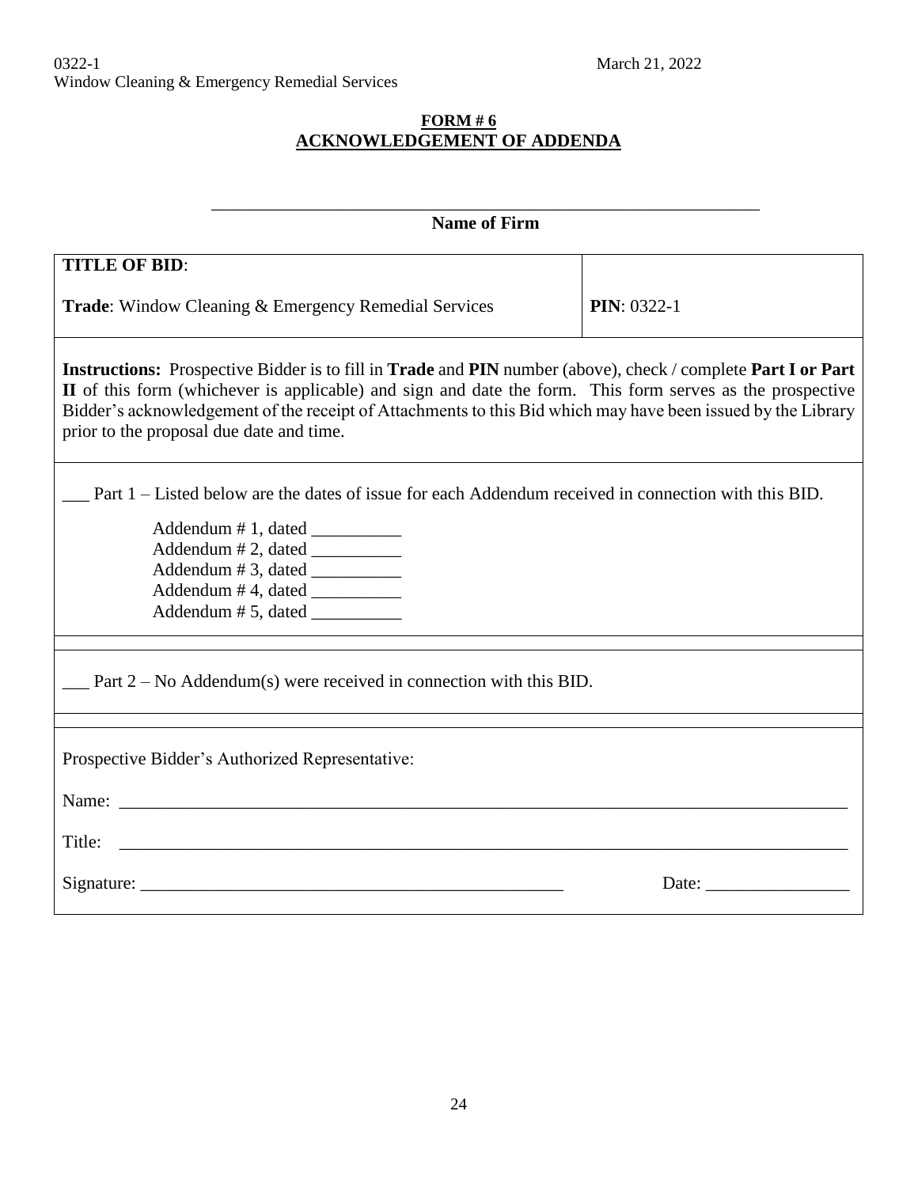0322-1 March 21, 2022
Window Cleaning & Emergency Remedial Services

**FORM # 6**
**ACKNOWLEDGEMENT OF ADDENDA**

______________________________________________________________
**Name of Firm**

| **TITLE OF BID**:<br><br>**Trade**: Window Cleaning & Emergency Remedial Services | **PIN**: 0322-1 |
|---|---|

**Instructions:** Prospective Bidder is to fill in **Trade** and **PIN** number (above), check / complete **Part I or Part II** of this form (whichever is applicable) and sign and date the form. This form serves as the prospective Bidder's acknowledgement of the receipt of Attachments to this Bid which may have been issued by the Library prior to the proposal due date and time.

___ Part 1 – Listed below are the dates of issue for each Addendum received in connection with this BID.

Addendum # 1, dated __________
Addendum # 2, dated __________
Addendum # 3, dated __________
Addendum # 4, dated __________
Addendum # 5, dated __________

___ Part 2 – No Addendum(s) were received in connection with this BID.

Prospective Bidder's Authorized Representative:

Name: ______________________________________________________________________________

Title: ______________________________________________________________________________

Signature: _______________________________________________ Date: ________________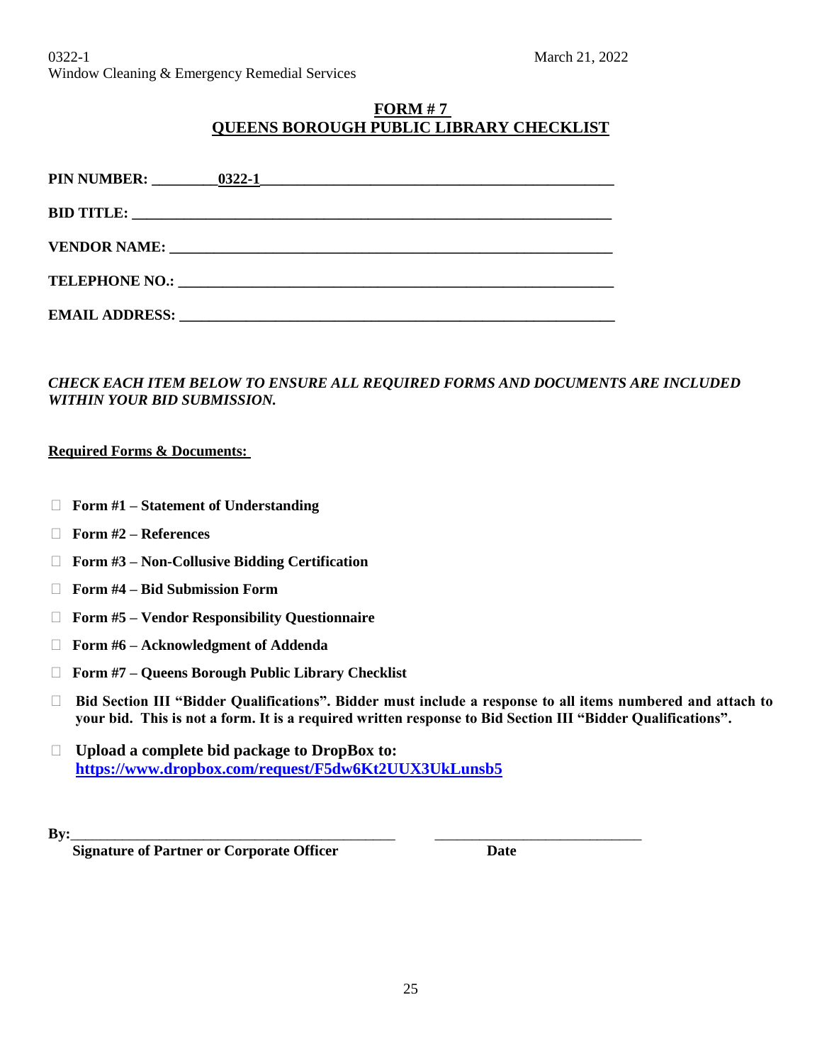0322-1 March 21, 2022
Window Cleaning & Emergency Remedial Services

## FORM # 7
## QUEENS BOROUGH PUBLIC LIBRARY CHECKLIST

**PIN NUMBER:** ________0322-1_______________________________________________

**BID TITLE:** _________________________________________________________________

**VENDOR NAME:** ____________________________________________________________

**TELEPHONE NO.:** __________________________________________________________

**EMAIL ADDRESS:** __________________________________________________________

***CHECK EACH ITEM BELOW TO ENSURE ALL REQUIRED FORMS AND DOCUMENTS ARE INCLUDED WITHIN YOUR BID SUBMISSION.***

**Required Forms & Documents:**

- ☐ **Form #1 – Statement of Understanding**
- ☐ **Form #2 – References**
- ☐ **Form #3 – Non-Collusive Bidding Certification**
- ☐ **Form #4 – Bid Submission Form**
- ☐ **Form #5 – Vendor Responsibility Questionnaire**
- ☐ **Form #6 – Acknowledgment of Addenda**
- ☐ **Form #7 – Queens Borough Public Library Checklist**
- ☐ **Bid Section III "Bidder Qualifications". Bidder must include a response to all items numbered and attach to your bid. This is not a form. It is a required written response to Bid Section III "Bidder Qualifications".**
- ☐ **Upload a complete bid package to DropBox to: https://www.dropbox.com/request/F5dw6Kt2UUX3UkLunsb5**

**By:**_____________________________________________ ____________________________
**Signature of Partner or Corporate Officer** **Date**